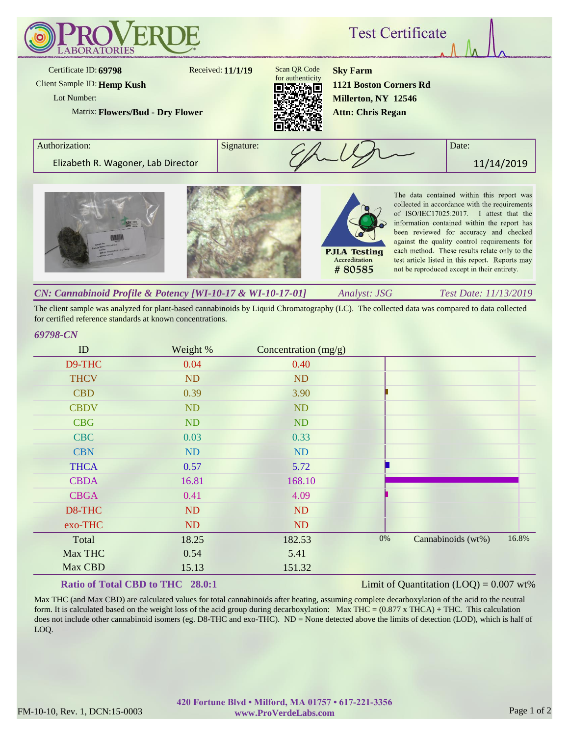# PROVERDE LABORATORIES

## Test Certificate

Certificate ID: **69798**
Received: **11/1/19**
Client Sample ID: **Hemp Kush**
Lot Number:
Matrix: **Flowers/Bud - Dry Flower**

Scan QR Code for authenticity

**Sky Farm**
**1121 Boston Corners Rd**
**Millerton, NY 12546**
**Attn: Chris Regan**

| Authorization: | Signature: | Date: |
|---|---|---|
| Elizabeth R. Wagoner, Lab Director | | 11/14/2019 |

PJLA Testing Accreditation # 80585

The data contained within this report was collected in accordance with the requirements of ISO/IEC17025:2017. I attest that the information contained within the report has been reviewed for accuracy and checked against the quality control requirements for each method. These results relate only to the test article listed in this report. Reports may not be reproduced except in their entirety.

### *CN: Cannabinoid Profile & Potency [WI-10-17 & WI-10-17-01]*

*Analyst: JSG* — *Test Date: 11/13/2019*

The client sample was analyzed for plant-based cannabinoids by Liquid Chromatography (LC). The collected data was compared to data collected for certified reference standards at known concentrations.

*69798-CN*

| ID | Weight % | Concentration (mg/g) |
|---|---|---|
| D9-THC | 0.04 | 0.40 |
| THCV | ND | ND |
| CBD | 0.39 | 3.90 |
| CBDV | ND | ND |
| CBG | ND | ND |
| CBC | 0.03 | 0.33 |
| CBN | ND | ND |
| THCA | 0.57 | 5.72 |
| CBDA | 16.81 | 168.10 |
| CBGA | 0.41 | 4.09 |
| D8-THC | ND | ND |
| exo-THC | ND | ND |
| Total | 18.25 | 182.53 |
| Max THC | 0.54 | 5.41 |
| Max CBD | 15.13 | 151.32 |

Cannabinoids (wt%): 0% – 16.8%

**Ratio of Total CBD to THC 28.0:1**

Limit of Quantitation (LOQ) = 0.007 wt%

Max THC (and Max CBD) are calculated values for total cannabinoids after heating, assuming complete decarboxylation of the acid to the neutral form. It is calculated based on the weight loss of the acid group during decarboxylation: Max THC = (0.877 x THCA) + THC. This calculation does not include other cannabinoid isomers (eg. D8-THC and exo-THC). ND = None detected above the limits of detection (LOD), which is half of LOQ.

420 Fortune Blvd • Milford, MA 01757 • 617-221-3356
www.ProVerdeLabs.com

FM-10-10, Rev. 1, DCN:15-0003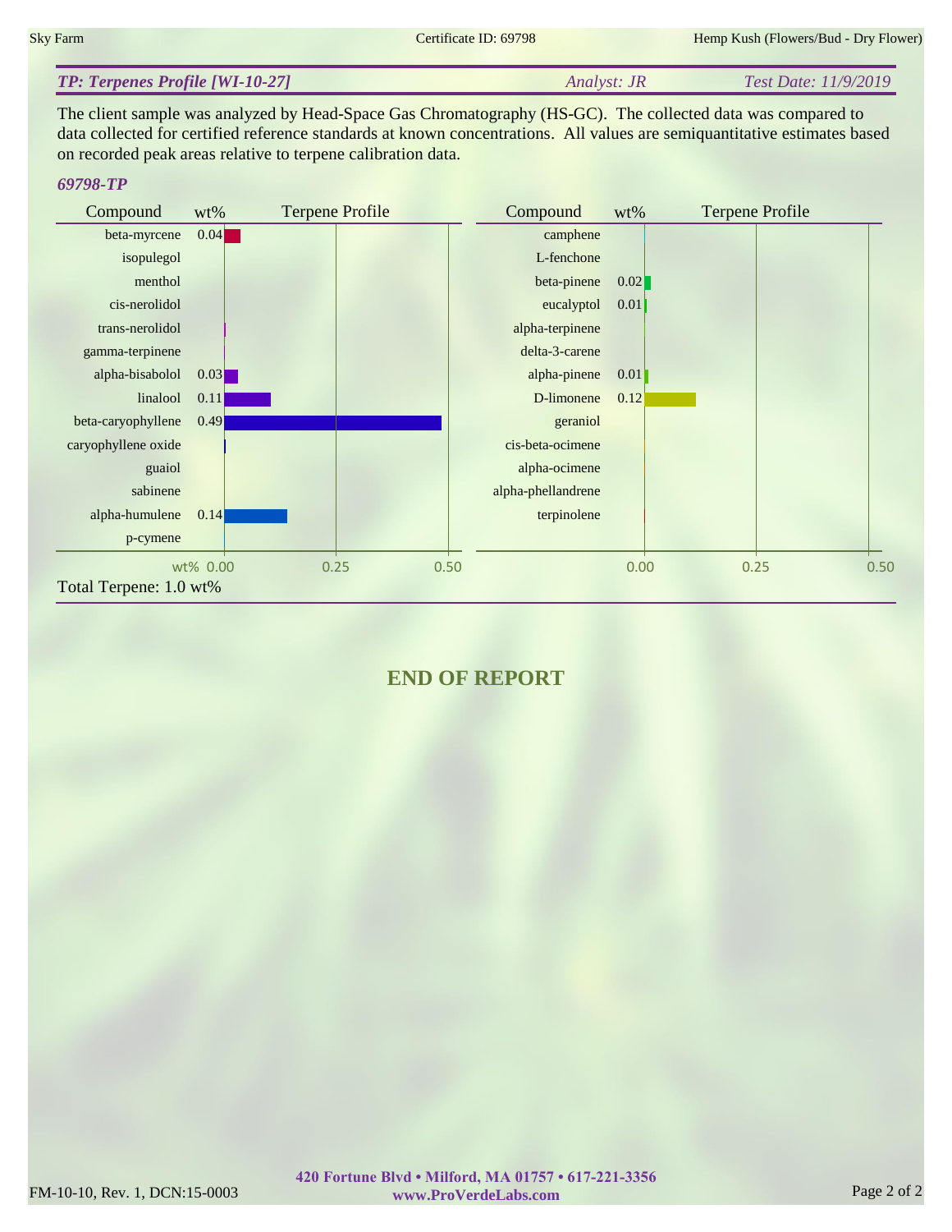## TP: Terpenes Profile [WI-10-27]

*Analyst: JR* *Test Date: 11/9/2019*

The client sample was analyzed by Head-Space Gas Chromatography (HS-GC). The collected data was compared to data collected for certified reference standards at known concentrations. All values are semiquantitative estimates based on recorded peak areas relative to terpene calibration data.

### 69798-TP

Compound | wt% | Terpene Profile

beta-myrcene 0.04
isopulegol
menthol
cis-nerolidol
trans-nerolidol
gamma-terpinene
alpha-bisabolol 0.03
linalool 0.11
beta-caryophyllene 0.49
caryophyllene oxide
guaiol
sabinene
alpha-humulene 0.14
p-cymene

wt% 0.00 0.25 0.50

Compound | wt% | Terpene Profile

camphene
L-fenchone
beta-pinene 0.02
eucalyptol 0.01
alpha-terpinene
delta-3-carene
alpha-pinene 0.01
D-limonene 0.12
geraniol
cis-beta-ocimene
alpha-ocimene
alpha-phellandrene
terpinolene

0.00 0.25 0.50

Total Terpene: 1.0 wt%

**END OF REPORT**